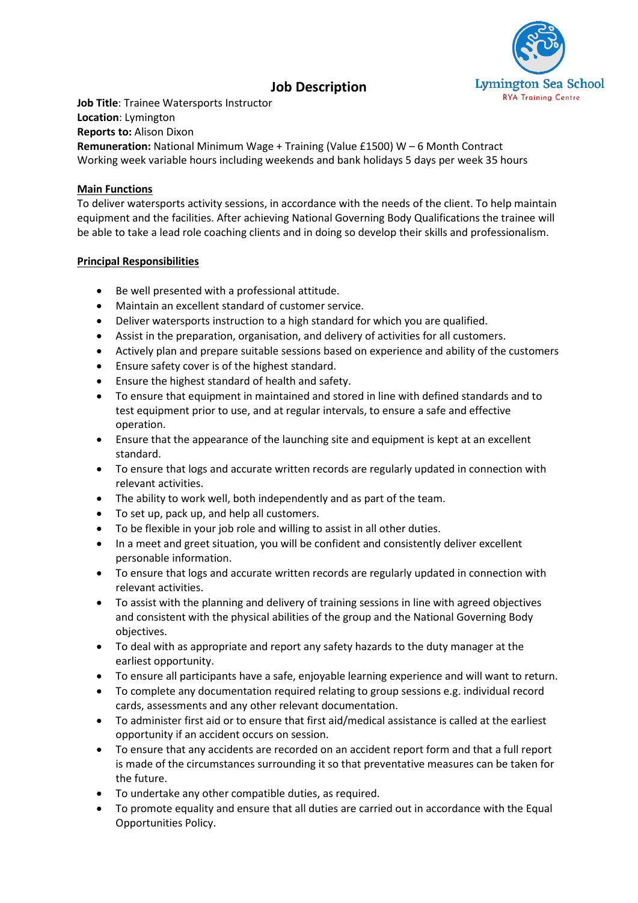# Job Description

Lymington Sea School
RYA Training Centre

**Job Title**: Trainee Watersports Instructor
**Location**: Lymington
**Reports to:** Alison Dixon
**Remuneration:** National Minimum Wage + Training (Value £1500) W – 6 Month Contract
Working week variable hours including weekends and bank holidays 5 days per week 35 hours

## Main Functions

To deliver watersports activity sessions, in accordance with the needs of the client. To help maintain equipment and the facilities. After achieving National Governing Body Qualifications the trainee will be able to take a lead role coaching clients and in doing so develop their skills and professionalism.

## Principal Responsibilities

- Be well presented with a professional attitude.
- Maintain an excellent standard of customer service.
- Deliver watersports instruction to a high standard for which you are qualified.
- Assist in the preparation, organisation, and delivery of activities for all customers.
- Actively plan and prepare suitable sessions based on experience and ability of the customers
- Ensure safety cover is of the highest standard.
- Ensure the highest standard of health and safety.
- To ensure that equipment in maintained and stored in line with defined standards and to test equipment prior to use, and at regular intervals, to ensure a safe and effective operation.
- Ensure that the appearance of the launching site and equipment is kept at an excellent standard.
- To ensure that logs and accurate written records are regularly updated in connection with relevant activities.
- The ability to work well, both independently and as part of the team.
- To set up, pack up, and help all customers.
- To be flexible in your job role and willing to assist in all other duties.
- In a meet and greet situation, you will be confident and consistently deliver excellent personable information.
- To ensure that logs and accurate written records are regularly updated in connection with relevant activities.
- To assist with the planning and delivery of training sessions in line with agreed objectives and consistent with the physical abilities of the group and the National Governing Body objectives.
- To deal with as appropriate and report any safety hazards to the duty manager at the earliest opportunity.
- To ensure all participants have a safe, enjoyable learning experience and will want to return.
- To complete any documentation required relating to group sessions e.g. individual record cards, assessments and any other relevant documentation.
- To administer first aid or to ensure that first aid/medical assistance is called at the earliest opportunity if an accident occurs on session.
- To ensure that any accidents are recorded on an accident report form and that a full report is made of the circumstances surrounding it so that preventative measures can be taken for the future.
- To undertake any other compatible duties, as required.
- To promote equality and ensure that all duties are carried out in accordance with the Equal Opportunities Policy.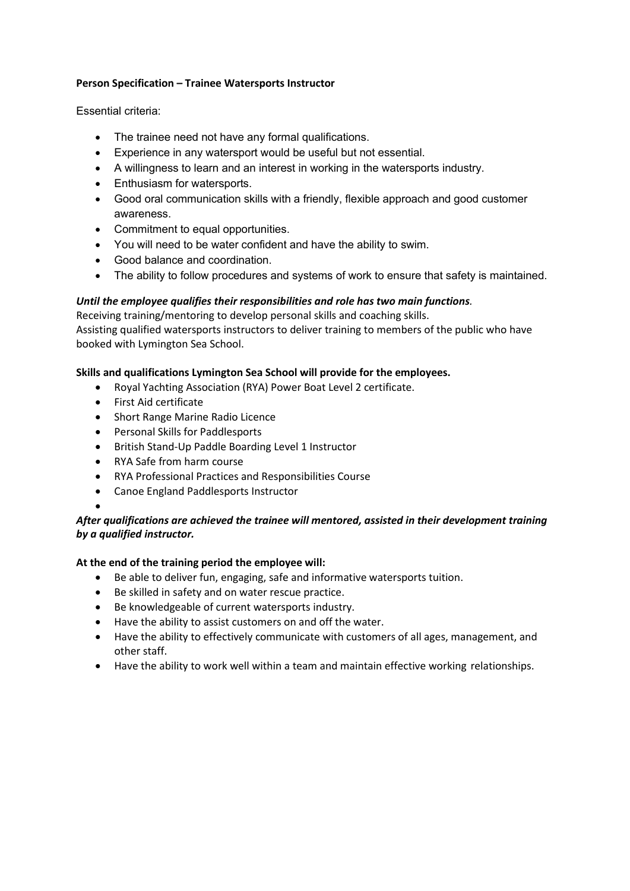**Person Specification – Trainee Watersports Instructor**

Essential criteria:

- The trainee need not have any formal qualifications.
- Experience in any watersport would be useful but not essential.
- A willingness to learn and an interest in working in the watersports industry.
- Enthusiasm for watersports.
- Good oral communication skills with a friendly, flexible approach and good customer awareness.
- Commitment to equal opportunities.
- You will need to be water confident and have the ability to swim.
- Good balance and coordination.
- The ability to follow procedures and systems of work to ensure that safety is maintained.

***Until the employee qualifies their responsibilities and role has two main functions*.**

Receiving training/mentoring to develop personal skills and coaching skills.

Assisting qualified watersports instructors to deliver training to members of the public who have booked with Lymington Sea School.

**Skills and qualifications Lymington Sea School will provide for the employees.**

- Royal Yachting Association (RYA) Power Boat Level 2 certificate.
- First Aid certificate
- Short Range Marine Radio Licence
- Personal Skills for Paddlesports
- British Stand-Up Paddle Boarding Level 1 Instructor
- RYA Safe from harm course
- RYA Professional Practices and Responsibilities Course
- Canoe England Paddlesports Instructor
-

***After qualifications are achieved the trainee will mentored, assisted in their development training by a qualified instructor.***

**At the end of the training period the employee will:**

- Be able to deliver fun, engaging, safe and informative watersports tuition.
- Be skilled in safety and on water rescue practice.
- Be knowledgeable of current watersports industry.
- Have the ability to assist customers on and off the water.
- Have the ability to effectively communicate with customers of all ages, management, and other staff.
- Have the ability to work well within a team and maintain effective working relationships.